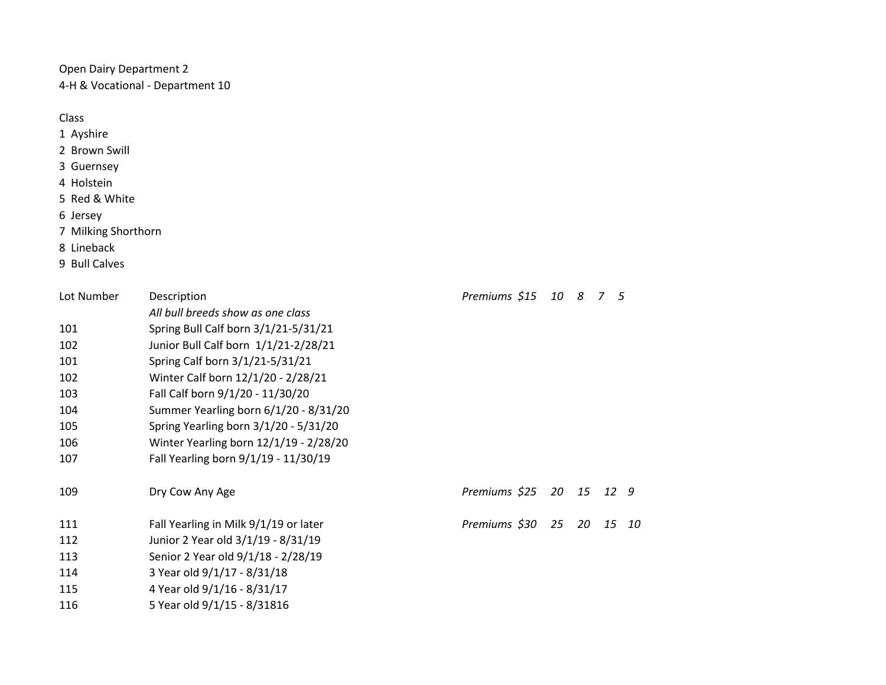Open Dairy Department 2
4-H & Vocational - Department 10

Class
1 Ayshire
2 Brown Swill
3 Guernsey
4 Holstein
5 Red & White
6 Jersey
7 Milking Shorthorn
8 Lineback
9 Bull Calves

| Lot Number | Description | Premiums |
|---|---|---|
| | *All bull breeds show as one class* | *Premiums $15 10 8 7 5* |
| 101 | Spring Bull Calf born 3/1/21-5/31/21 | |
| 102 | Junior Bull Calf born 1/1/21-2/28/21 | |
| 101 | Spring Calf born 3/1/21-5/31/21 | |
| 102 | Winter Calf born 12/1/20 - 2/28/21 | |
| 103 | Fall Calf born 9/1/20 - 11/30/20 | |
| 104 | Summer Yearling born 6/1/20 - 8/31/20 | |
| 105 | Spring Yearling born 3/1/20 - 5/31/20 | |
| 106 | Winter Yearling born 12/1/19 - 2/28/20 | |
| 107 | Fall Yearling born 9/1/19 - 11/30/19 | |
| | | |
| 109 | Dry Cow Any Age | *Premiums $25 20 15 12 9* |
| | | |
| 111 | Fall Yearling in Milk 9/1/19 or later | *Premiums $30 25 20 15 10* |
| 112 | Junior 2 Year old 3/1/19 - 8/31/19 | |
| 113 | Senior 2 Year old 9/1/18 - 2/28/19 | |
| 114 | 3 Year old 9/1/17 - 8/31/18 | |
| 115 | 4 Year old 9/1/16 - 8/31/17 | |
| 116 | 5 Year old 9/1/15 - 8/31816 | |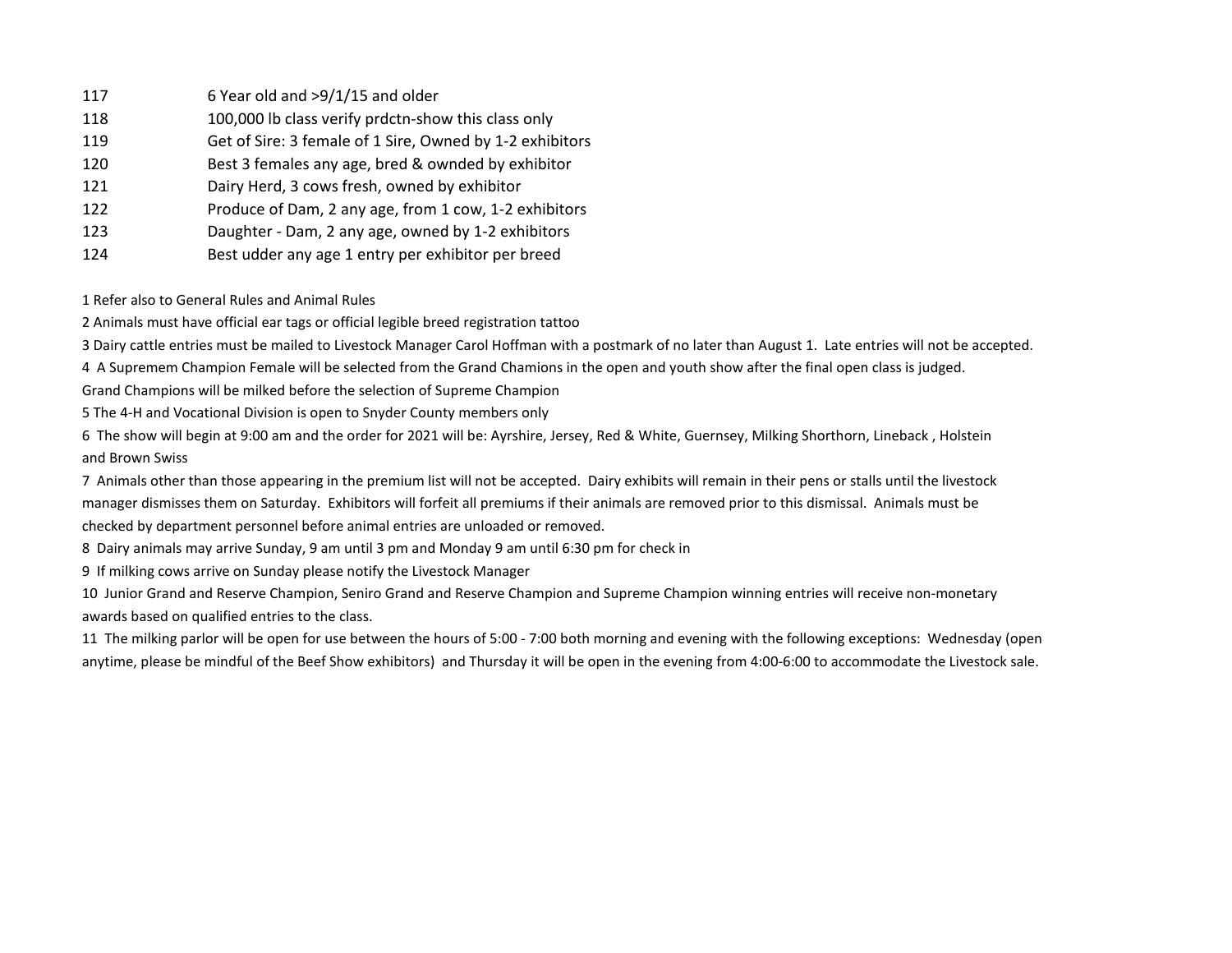| | |
|---|---|
| 117 | 6 Year old and >9/1/15 and older |
| 118 | 100,000 lb class verify prdctn-show this class only |
| 119 | Get of Sire: 3 female of 1 Sire, Owned by 1-2 exhibitors |
| 120 | Best 3 females any age, bred & ownded by exhibitor |
| 121 | Dairy Herd, 3 cows fresh, owned by exhibitor |
| 122 | Produce of Dam, 2 any age, from 1 cow, 1-2 exhibitors |
| 123 | Daughter - Dam, 2 any age, owned by 1-2 exhibitors |
| 124 | Best udder any age 1 entry per exhibitor per breed |

1 Refer also to General Rules and Animal Rules

2 Animals must have official ear tags or official legible breed registration tattoo

3 Dairy cattle entries must be mailed to Livestock Manager Carol Hoffman with a postmark of no later than August 1. Late entries will not be accepted.

4 A Suprememem Champion Female will be selected from the Grand Chamions in the open and youth show after the final open class is judged. Grand Champions will be milked before the selection of Supreme Champion

5 The 4-H and Vocational Division is open to Snyder County members only

6 The show will begin at 9:00 am and the order for 2021 will be: Ayrshire, Jersey, Red & White, Guernsey, Milking Shorthorn, Lineback , Holstein and Brown Swiss

7 Animals other than those appearing in the premium list will not be accepted. Dairy exhibits will remain in their pens or stalls until the livestock manager dismisses them on Saturday. Exhibitors will forfeit all premiums if their animals are removed prior to this dismissal. Animals must be checked by department personnel before animal entries are unloaded or removed.

8 Dairy animals may arrive Sunday, 9 am until 3 pm and Monday 9 am until 6:30 pm for check in

9 If milking cows arrive on Sunday please notify the Livestock Manager

10 Junior Grand and Reserve Champion, Seniro Grand and Reserve Champion and Supreme Champion winning entries will receive non-monetary awards based on qualified entries to the class.

11 The milking parlor will be open for use between the hours of 5:00 - 7:00 both morning and evening with the following exceptions: Wednesday (open anytime, please be mindful of the Beef Show exhibitors) and Thursday it will be open in the evening from 4:00-6:00 to accommodate the Livestock sale.